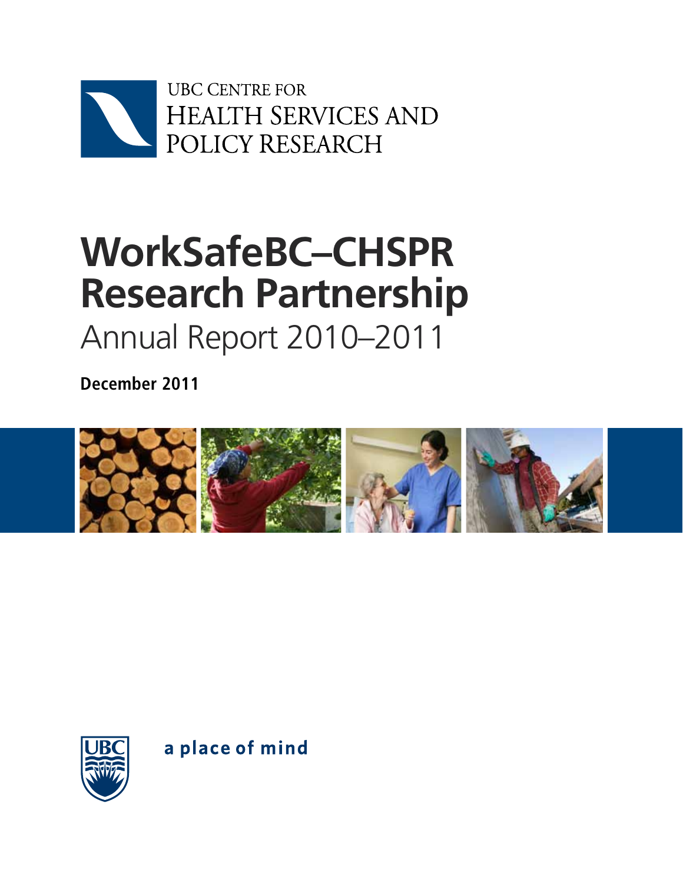UBC Centre for
Health Services and
Policy Research

# WorkSafeBC–CHSPR Research Partnership

## Annual Report 2010–2011

**December 2011**

a place of mind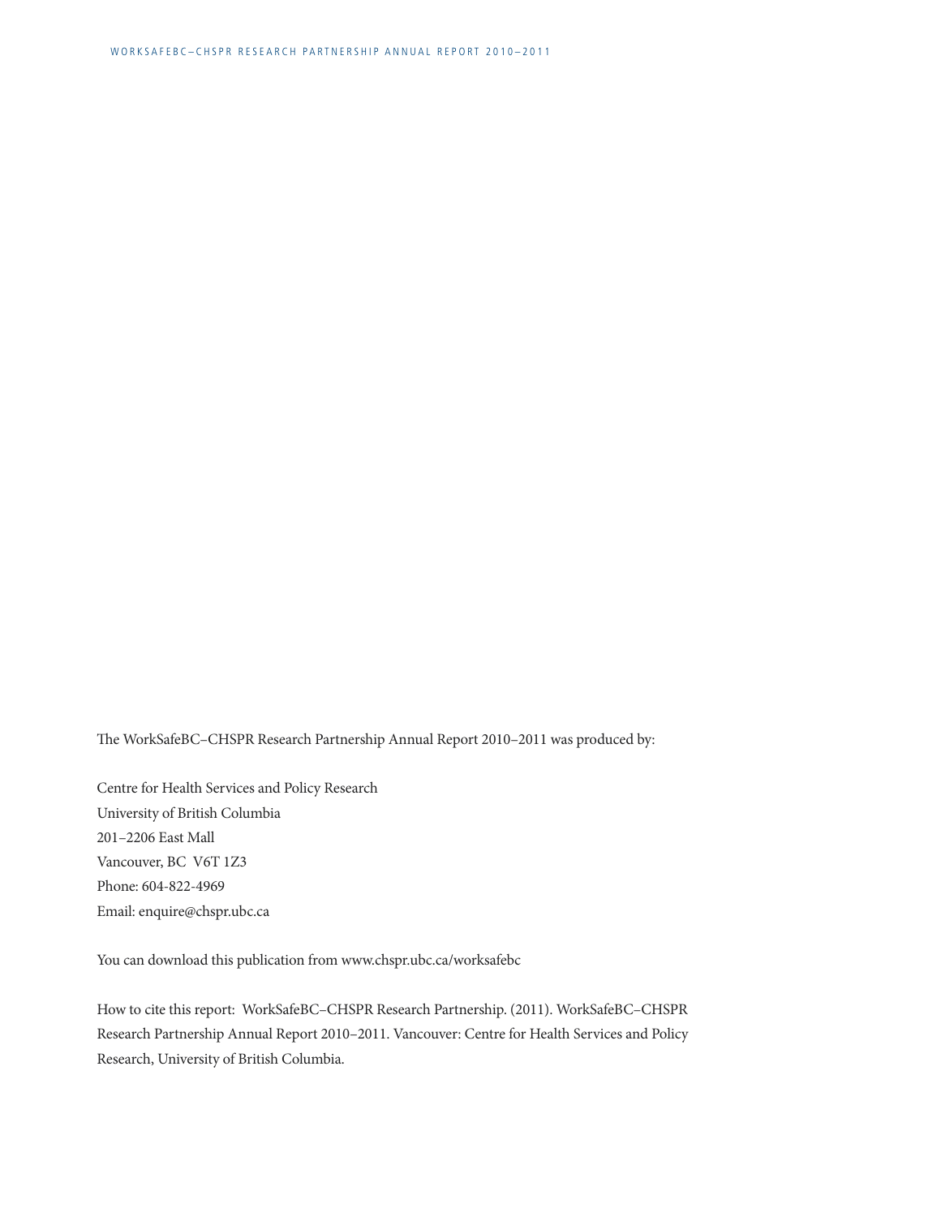The WorkSafeBC–CHSPR Research Partnership Annual Report 2010–2011 was produced by:

Centre for Health Services and Policy Research
University of British Columbia
201–2206 East Mall
Vancouver, BC V6T 1Z3
Phone: 604-822-4969
Email: enquire@chspr.ubc.ca

You can download this publication from www.chspr.ubc.ca/worksafebc

How to cite this report: WorkSafeBC–CHSPR Research Partnership. (2011). WorkSafeBC–CHSPR Research Partnership Annual Report 2010–2011. Vancouver: Centre for Health Services and Policy Research, University of British Columbia.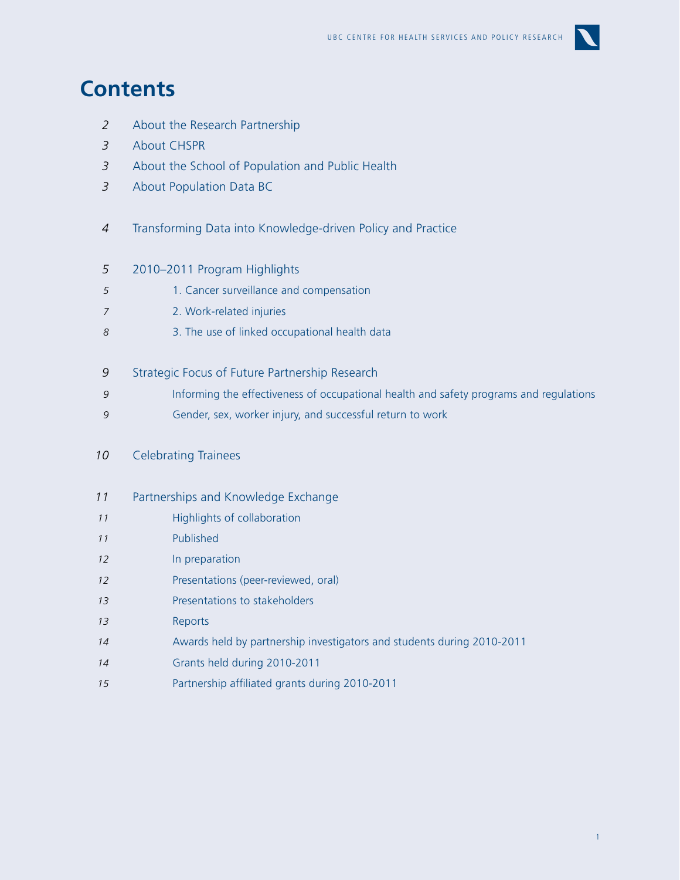# Contents

| | |
|---|---|
| 2 | About the Research Partnership |
| 3 | About CHSPR |
| 3 | About the School of Population and Public Health |
| 3 | About Population Data BC |
| 4 | Transforming Data into Knowledge-driven Policy and Practice |
| 5 | 2010–2011 Program Highlights |
| 5 | 1. Cancer surveillance and compensation |
| 7 | 2. Work-related injuries |
| 8 | 3. The use of linked occupational health data |
| 9 | Strategic Focus of Future Partnership Research |
| 9 | Informing the effectiveness of occupational health and safety programs and regulations |
| 9 | Gender, sex, worker injury, and successful return to work |
| 10 | Celebrating Trainees |
| 11 | Partnerships and Knowledge Exchange |
| 11 | Highlights of collaboration |
| 11 | Published |
| 12 | In preparation |
| 12 | Presentations (peer-reviewed, oral) |
| 13 | Presentations to stakeholders |
| 13 | Reports |
| 14 | Awards held by partnership investigators and students during 2010-2011 |
| 14 | Grants held during 2010-2011 |
| 15 | Partnership affiliated grants during 2010-2011 |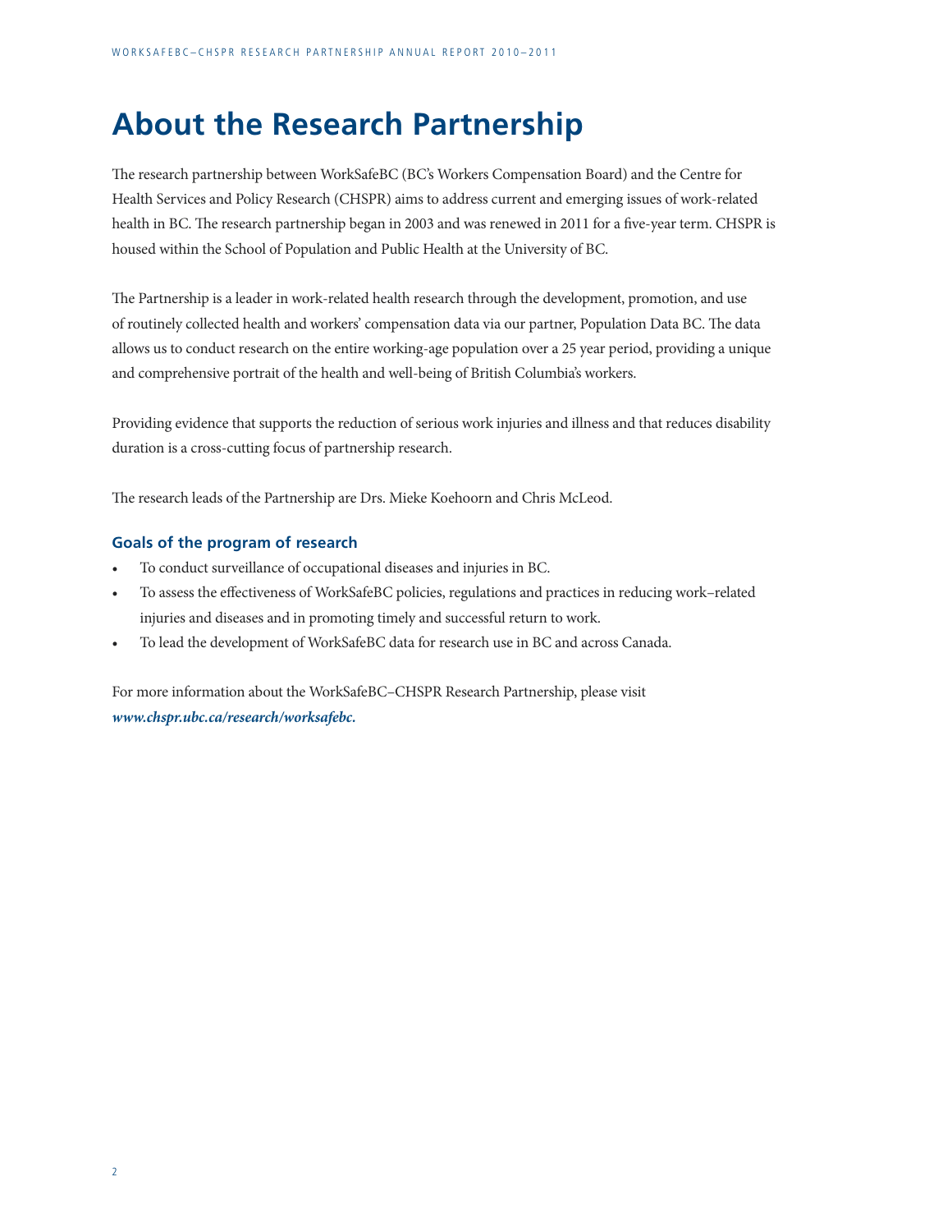# About the Research Partnership

The research partnership between WorkSafeBC (BC's Workers Compensation Board) and the Centre for Health Services and Policy Research (CHSPR) aims to address current and emerging issues of work-related health in BC. The research partnership began in 2003 and was renewed in 2011 for a five-year term. CHSPR is housed within the School of Population and Public Health at the University of BC.

The Partnership is a leader in work-related health research through the development, promotion, and use of routinely collected health and workers' compensation data via our partner, Population Data BC. The data allows us to conduct research on the entire working-age population over a 25 year period, providing a unique and comprehensive portrait of the health and well-being of British Columbia's workers.

Providing evidence that supports the reduction of serious work injuries and illness and that reduces disability duration is a cross-cutting focus of partnership research.

The research leads of the Partnership are Drs. Mieke Koehoorn and Chris McLeod.

### Goals of the program of research

- To conduct surveillance of occupational diseases and injuries in BC.
- To assess the effectiveness of WorkSafeBC policies, regulations and practices in reducing work–related injuries and diseases and in promoting timely and successful return to work.
- To lead the development of WorkSafeBC data for research use in BC and across Canada.

For more information about the WorkSafeBC–CHSPR Research Partnership, please visit ***www.chspr.ubc.ca/research/worksafebc.***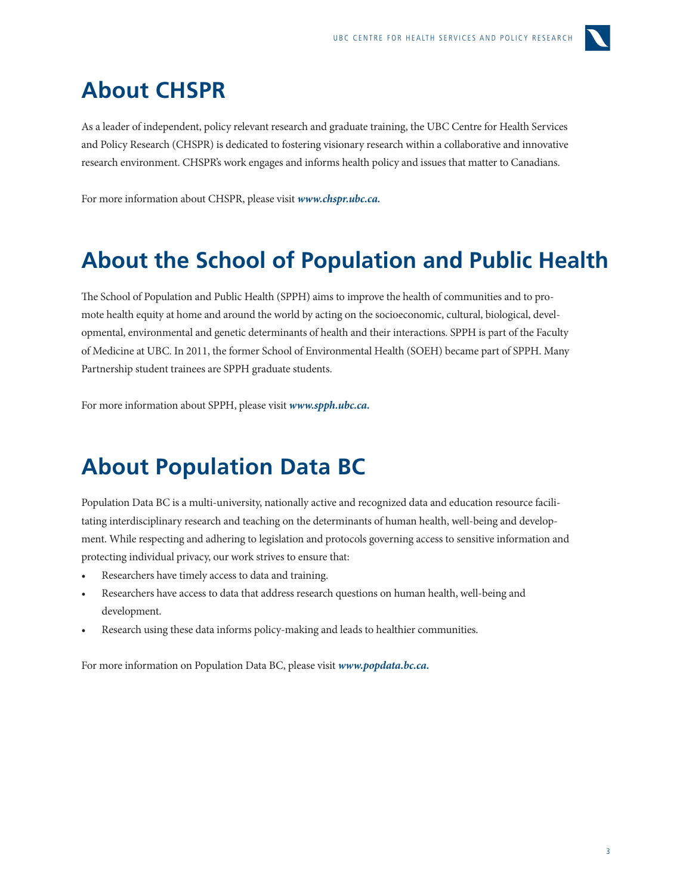# About CHSPR

As a leader of independent, policy relevant research and graduate training, the UBC Centre for Health Services and Policy Research (CHSPR) is dedicated to fostering visionary research within a collaborative and innovative research environment. CHSPR's work engages and informs health policy and issues that matter to Canadians.

For more information about CHSPR, please visit ***www.chspr.ubc.ca.***

# About the School of Population and Public Health

The School of Population and Public Health (SPPH) aims to improve the health of communities and to promote health equity at home and around the world by acting on the socioeconomic, cultural, biological, developmental, environmental and genetic determinants of health and their interactions. SPPH is part of the Faculty of Medicine at UBC. In 2011, the former School of Environmental Health (SOEH) became part of SPPH. Many Partnership student trainees are SPPH graduate students.

For more information about SPPH, please visit ***www.spph.ubc.ca.***

# About Population Data BC

Population Data BC is a multi-university, nationally active and recognized data and education resource facilitating interdisciplinary research and teaching on the determinants of human health, well-being and development. While respecting and adhering to legislation and protocols governing access to sensitive information and protecting individual privacy, our work strives to ensure that:

- Researchers have timely access to data and training.
- Researchers have access to data that address research questions on human health, well-being and development.
- Research using these data informs policy-making and leads to healthier communities.

For more information on Population Data BC, please visit ***www.popdata.bc.ca.***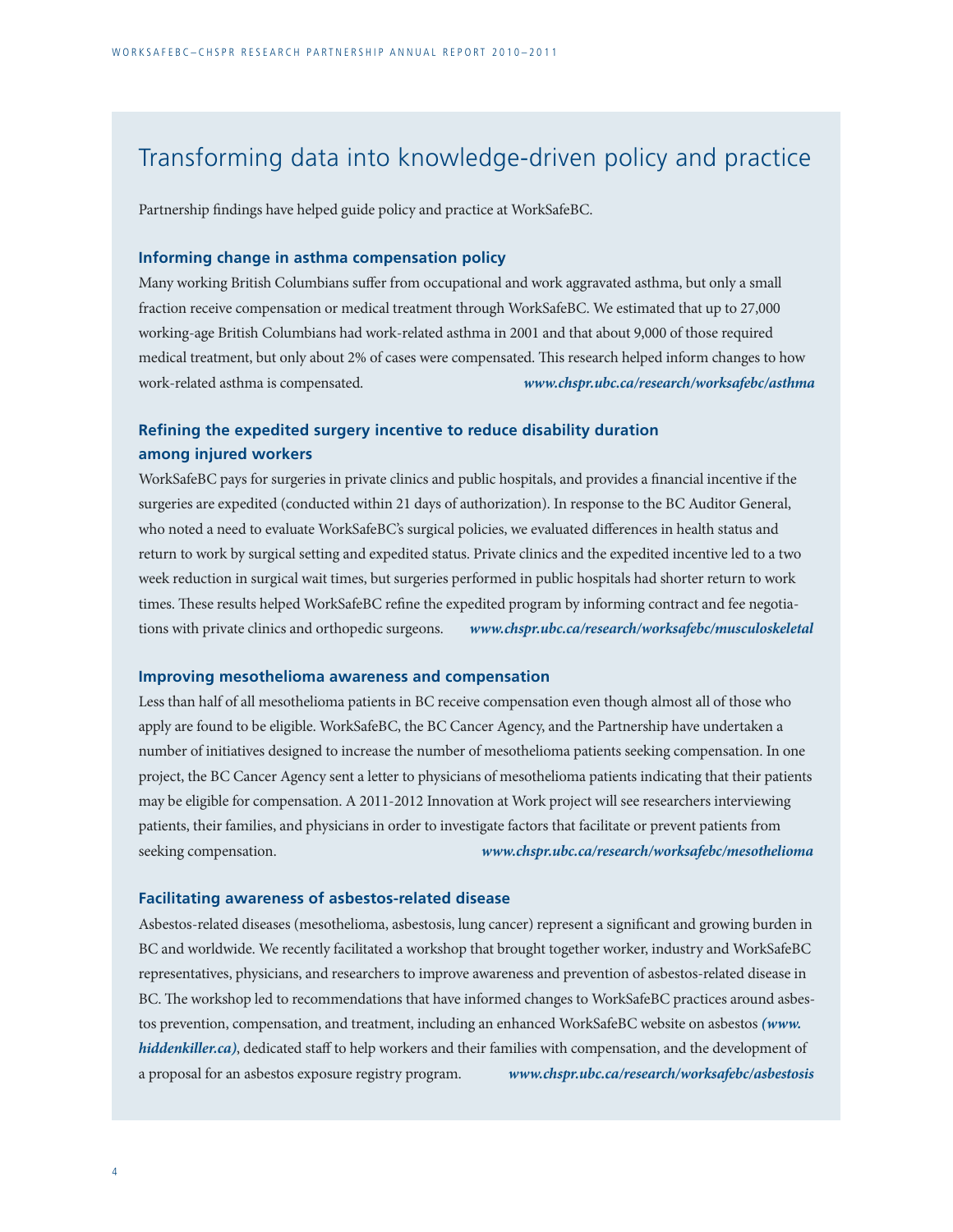# Transforming data into knowledge-driven policy and practice

Partnership findings have helped guide policy and practice at WorkSafeBC.

### Informing change in asthma compensation policy

Many working British Columbians suffer from occupational and work aggravated asthma, but only a small fraction receive compensation or medical treatment through WorkSafeBC. We estimated that up to 27,000 working-age British Columbians had work-related asthma in 2001 and that about 9,000 of those required medical treatment, but only about 2% of cases were compensated. This research helped inform changes to how work-related asthma is compensated. ***www.chspr.ubc.ca/research/worksafebc/asthma***

### Refining the expedited surgery incentive to reduce disability duration among injured workers

WorkSafeBC pays for surgeries in private clinics and public hospitals, and provides a financial incentive if the surgeries are expedited (conducted within 21 days of authorization). In response to the BC Auditor General, who noted a need to evaluate WorkSafeBC's surgical policies, we evaluated differences in health status and return to work by surgical setting and expedited status. Private clinics and the expedited incentive led to a two week reduction in surgical wait times, but surgeries performed in public hospitals had shorter return to work times. These results helped WorkSafeBC refine the expedited program by informing contract and fee negotiations with private clinics and orthopedic surgeons. ***www.chspr.ubc.ca/research/worksafebc/musculoskeletal***

### Improving mesothelioma awareness and compensation

Less than half of all mesothelioma patients in BC receive compensation even though almost all of those who apply are found to be eligible. WorkSafeBC, the BC Cancer Agency, and the Partnership have undertaken a number of initiatives designed to increase the number of mesothelioma patients seeking compensation. In one project, the BC Cancer Agency sent a letter to physicians of mesothelioma patients indicating that their patients may be eligible for compensation. A 2011-2012 Innovation at Work project will see researchers interviewing patients, their families, and physicians in order to investigate factors that facilitate or prevent patients from seeking compensation. ***www.chspr.ubc.ca/research/worksafebc/mesothelioma***

### Facilitating awareness of asbestos-related disease

Asbestos-related diseases (mesothelioma, asbestosis, lung cancer) represent a significant and growing burden in BC and worldwide. We recently facilitated a workshop that brought together worker, industry and WorkSafeBC representatives, physicians, and researchers to improve awareness and prevention of asbestos-related disease in BC. The workshop led to recommendations that have informed changes to WorkSafeBC practices around asbestos prevention, compensation, and treatment, including an enhanced WorkSafeBC website on asbestos ***(www.hiddenkiller.ca)***, dedicated staff to help workers and their families with compensation, and the development of a proposal for an asbestos exposure registry program. ***www.chspr.ubc.ca/research/worksafebc/asbestosis***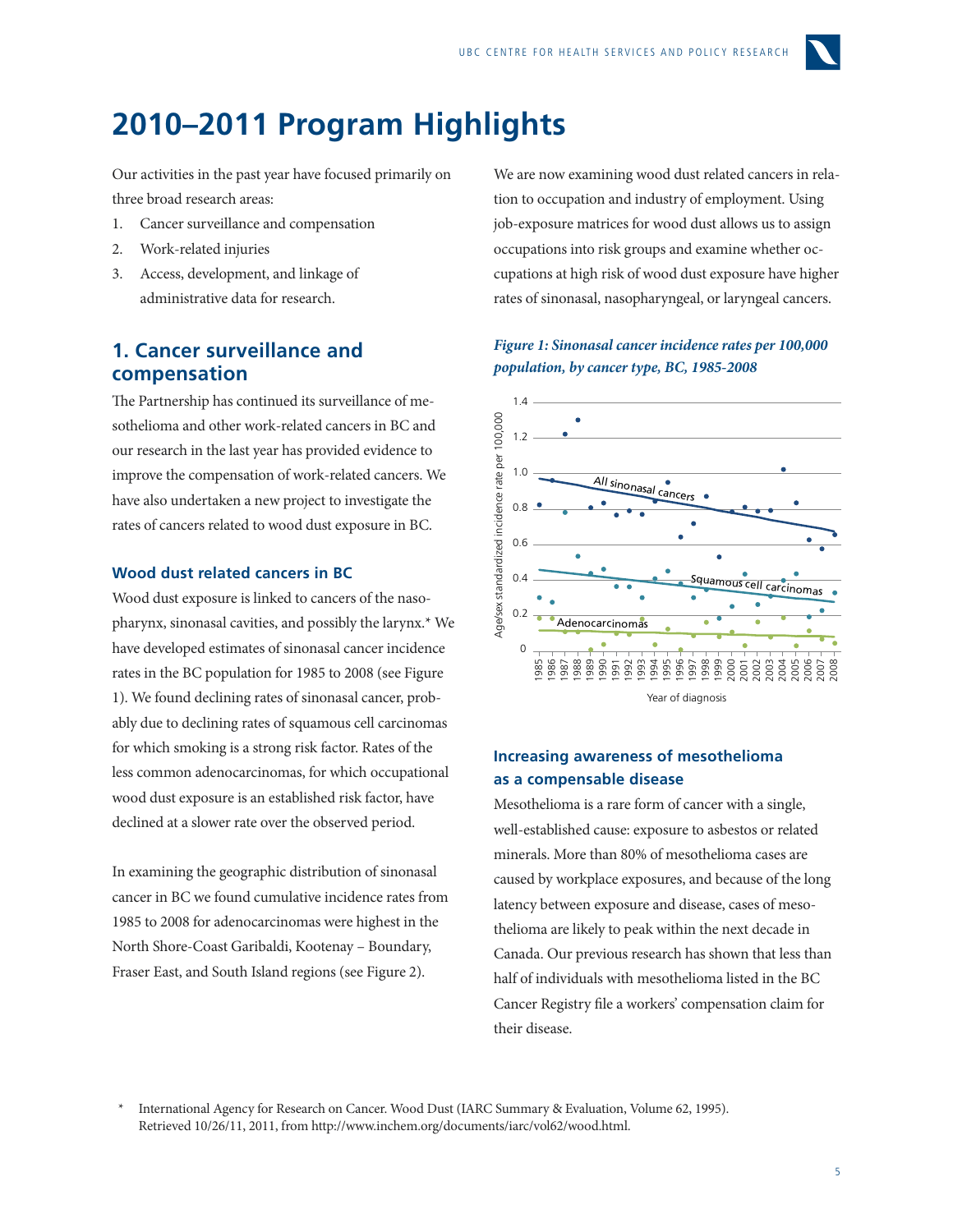# 2010–2011 Program Highlights

Our activities in the past year have focused primarily on three broad research areas:

1. Cancer surveillance and compensation
2. Work-related injuries
3. Access, development, and linkage of administrative data for research.

## 1. Cancer surveillance and compensation

The Partnership has continued its surveillance of mesothelioma and other work-related cancers in BC and our research in the last year has provided evidence to improve the compensation of work-related cancers. We have also undertaken a new project to investigate the rates of cancers related to wood dust exposure in BC.

### Wood dust related cancers in BC

Wood dust exposure is linked to cancers of the nasopharynx, sinonasal cavities, and possibly the larynx.* We have developed estimates of sinonasal cancer incidence rates in the BC population for 1985 to 2008 (see Figure 1). We found declining rates of sinonasal cancer, probably due to declining rates of squamous cell carcinomas for which smoking is a strong risk factor. Rates of the less common adenocarcinomas, for which occupational wood dust exposure is an established risk factor, have declined at a slower rate over the observed period.

In examining the geographic distribution of sinonasal cancer in BC we found cumulative incidence rates from 1985 to 2008 for adenocarcinomas were highest in the North Shore-Coast Garibaldi, Kootenay – Boundary, Fraser East, and South Island regions (see Figure 2).

We are now examining wood dust related cancers in relation to occupation and industry of employment. Using job-exposure matrices for wood dust allows us to assign occupations into risk groups and examine whether occupations at high risk of wood dust exposure have higher rates of sinonasal, nasopharyngeal, or laryngeal cancers.

***Figure 1: Sinonasal cancer incidence rates per 100,000 population, by cancer type, BC, 1985-2008***

### Increasing awareness of mesothelioma as a compensable disease

Mesothelioma is a rare form of cancer with a single, well-established cause: exposure to asbestos or related minerals. More than 80% of mesothelioma cases are caused by workplace exposures, and because of the long latency between exposure and disease, cases of mesothelioma are likely to peak within the next decade in Canada. Our previous research has shown that less than half of individuals with mesothelioma listed in the BC Cancer Registry file a workers' compensation claim for their disease.

\* International Agency for Research on Cancer. Wood Dust (IARC Summary & Evaluation, Volume 62, 1995). Retrieved 10/26/11, 2011, from http://www.inchem.org/documents/iarc/vol62/wood.html.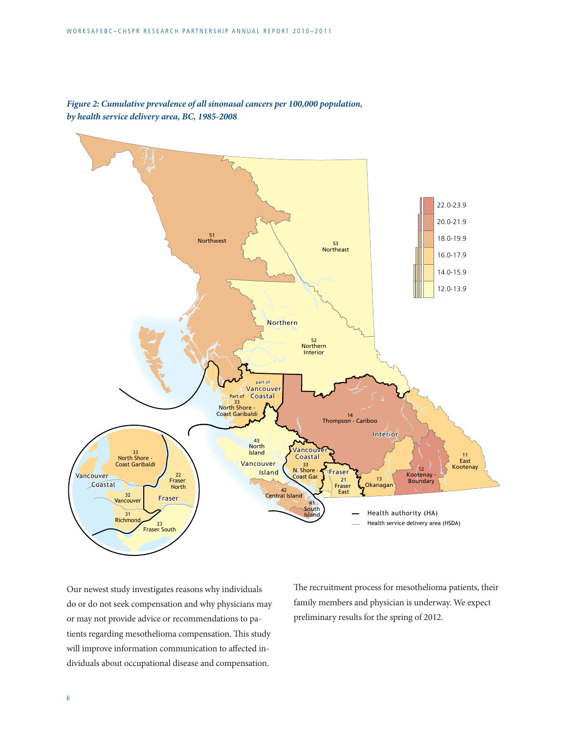*Figure 2: Cumulative prevalence of all sinonasal cancers per 100,000 population, by health service delivery area, BC, 1985-2008*

Our newest study investigates reasons why individuals do or do not seek compensation and why physicians may or may not provide advice or recommendations to patients regarding mesothelioma compensation. This study will improve information communication to affected individuals about occupational disease and compensation.

The recruitment process for mesothelioma patients, their family members and physician is underway. We expect preliminary results for the spring of 2012.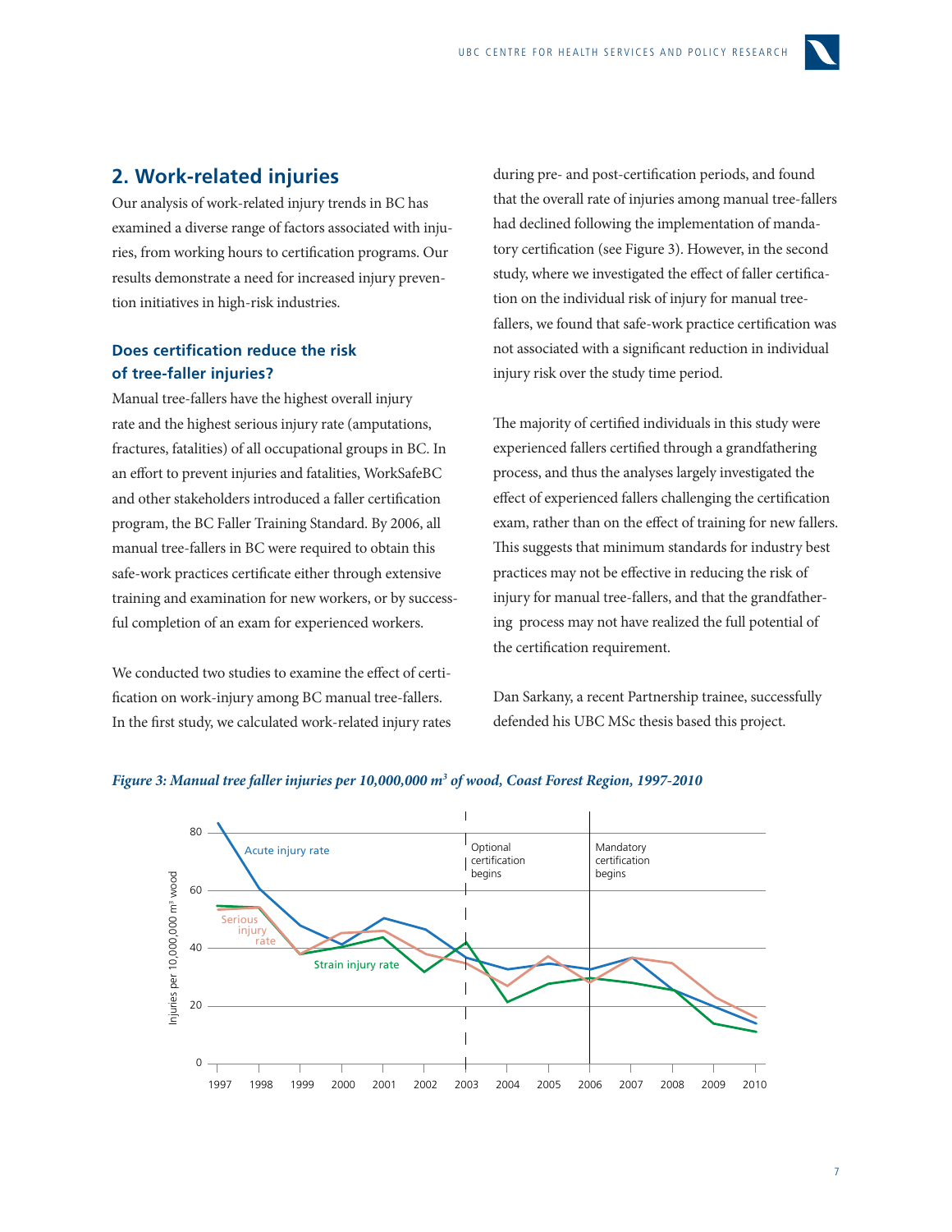## 2. Work-related injuries

Our analysis of work-related injury trends in BC has examined a diverse range of factors associated with injuries, from working hours to certification programs. Our results demonstrate a need for increased injury prevention initiatives in high-risk industries.

### Does certification reduce the risk of tree-faller injuries?

Manual tree-fallers have the highest overall injury rate and the highest serious injury rate (amputations, fractures, fatalities) of all occupational groups in BC. In an effort to prevent injuries and fatalities, WorkSafeBC and other stakeholders introduced a faller certification program, the BC Faller Training Standard. By 2006, all manual tree-fallers in BC were required to obtain this safe-work practices certificate either through extensive training and examination for new workers, or by successful completion of an exam for experienced workers.

We conducted two studies to examine the effect of certification on work-injury among BC manual tree-fallers. In the first study, we calculated work-related injury rates during pre- and post-certification periods, and found that the overall rate of injuries among manual tree-fallers had declined following the implementation of mandatory certification (see Figure 3). However, in the second study, where we investigated the effect of faller certification on the individual risk of injury for manual tree-fallers, we found that safe-work practice certification was not associated with a significant reduction in individual injury risk over the study time period.

The majority of certified individuals in this study were experienced fallers certified through a grandfathering process, and thus the analyses largely investigated the effect of experienced fallers challenging the certification exam, rather than on the effect of training for new fallers. This suggests that minimum standards for industry best practices may not be effective in reducing the risk of injury for manual tree-fallers, and that the grandfathering process may not have realized the full potential of the certification requirement.

Dan Sarkany, a recent Partnership trainee, successfully defended his UBC MSc thesis based this project.

*Figure 3: Manual tree faller injuries per 10,000,000 $m^3$ of wood, Coast Forest Region, 1997-2010*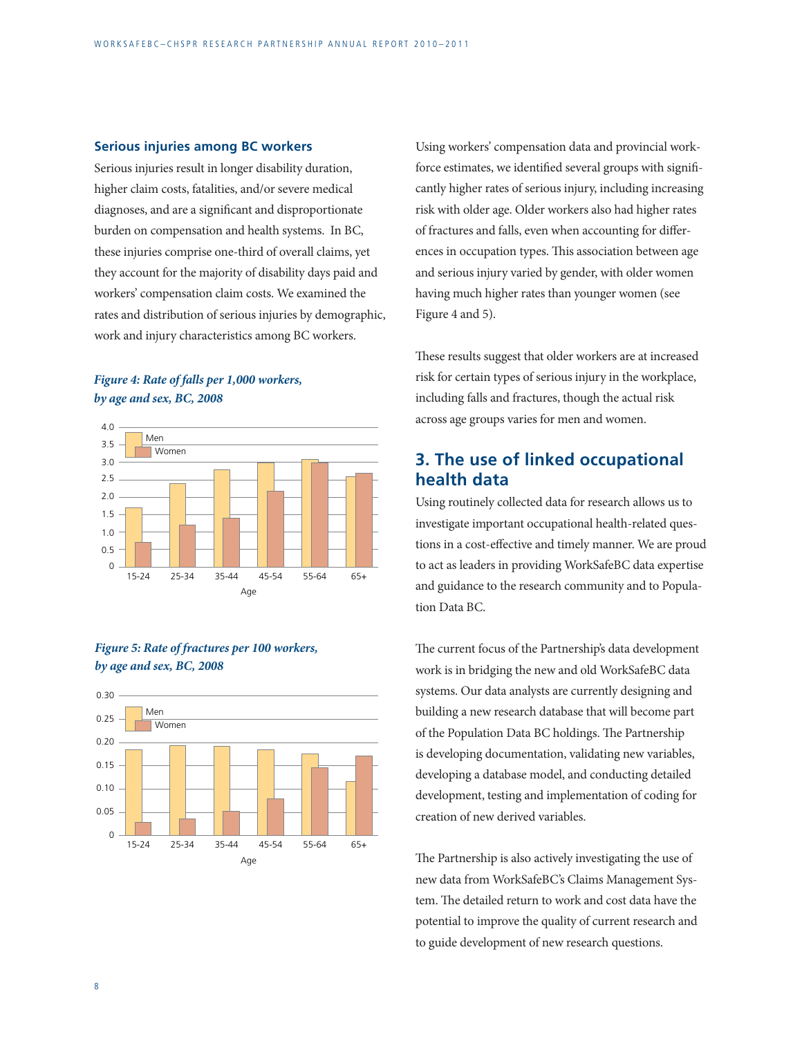### Serious injuries among BC workers

Serious injuries result in longer disability duration, higher claim costs, fatalities, and/or severe medical diagnoses, and are a significant and disproportionate burden on compensation and health systems. In BC, these injuries comprise one-third of overall claims, yet they account for the majority of disability days paid and workers' compensation claim costs. We examined the rates and distribution of serious injuries by demographic, work and injury characteristics among BC workers.

***Figure 4: Rate of falls per 1,000 workers, by age and sex, BC, 2008***

***Figure 5: Rate of fractures per 100 workers, by age and sex, BC, 2008***

Using workers' compensation data and provincial workforce estimates, we identified several groups with significantly higher rates of serious injury, including increasing risk with older age. Older workers also had higher rates of fractures and falls, even when accounting for differences in occupation types. This association between age and serious injury varied by gender, with older women having much higher rates than younger women (see Figure 4 and 5).

These results suggest that older workers are at increased risk for certain types of serious injury in the workplace, including falls and fractures, though the actual risk across age groups varies for men and women.

## 3. The use of linked occupational health data

Using routinely collected data for research allows us to investigate important occupational health-related questions in a cost-effective and timely manner. We are proud to act as leaders in providing WorkSafeBC data expertise and guidance to the research community and to Population Data BC.

The current focus of the Partnership's data development work is in bridging the new and old WorkSafeBC data systems. Our data analysts are currently designing and building a new research database that will become part of the Population Data BC holdings. The Partnership is developing documentation, validating new variables, developing a database model, and conducting detailed development, testing and implementation of coding for creation of new derived variables.

The Partnership is also actively investigating the use of new data from WorkSafeBC's Claims Management System. The detailed return to work and cost data have the potential to improve the quality of current research and to guide development of new research questions.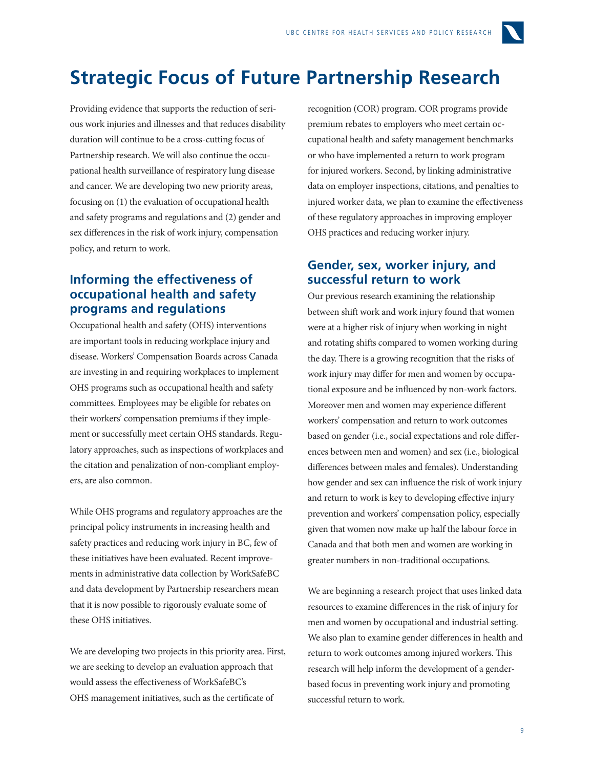# Strategic Focus of Future Partnership Research

Providing evidence that supports the reduction of serious work injuries and illnesses and that reduces disability duration will continue to be a cross-cutting focus of Partnership research. We will also continue the occupational health surveillance of respiratory lung disease and cancer. We are developing two new priority areas, focusing on (1) the evaluation of occupational health and safety programs and regulations and (2) gender and sex differences in the risk of work injury, compensation policy, and return to work.

## Informing the effectiveness of occupational health and safety programs and regulations

Occupational health and safety (OHS) interventions are important tools in reducing workplace injury and disease. Workers' Compensation Boards across Canada are investing in and requiring workplaces to implement OHS programs such as occupational health and safety committees. Employees may be eligible for rebates on their workers' compensation premiums if they implement or successfully meet certain OHS standards. Regulatory approaches, such as inspections of workplaces and the citation and penalization of non-compliant employers, are also common.

While OHS programs and regulatory approaches are the principal policy instruments in increasing health and safety practices and reducing work injury in BC, few of these initiatives have been evaluated. Recent improvements in administrative data collection by WorkSafeBC and data development by Partnership researchers mean that it is now possible to rigorously evaluate some of these OHS initiatives.

We are developing two projects in this priority area. First, we are seeking to develop an evaluation approach that would assess the effectiveness of WorkSafeBC's OHS management initiatives, such as the certificate of recognition (COR) program. COR programs provide premium rebates to employers who meet certain occupational health and safety management benchmarks or who have implemented a return to work program for injured workers. Second, by linking administrative data on employer inspections, citations, and penalties to injured worker data, we plan to examine the effectiveness of these regulatory approaches in improving employer OHS practices and reducing worker injury.

## Gender, sex, worker injury, and successful return to work

Our previous research examining the relationship between shift work and work injury found that women were at a higher risk of injury when working in night and rotating shifts compared to women working during the day. There is a growing recognition that the risks of work injury may differ for men and women by occupational exposure and be influenced by non-work factors. Moreover men and women may experience different workers' compensation and return to work outcomes based on gender (i.e., social expectations and role differences between men and women) and sex (i.e., biological differences between males and females). Understanding how gender and sex can influence the risk of work injury and return to work is key to developing effective injury prevention and workers' compensation policy, especially given that women now make up half the labour force in Canada and that both men and women are working in greater numbers in non-traditional occupations.

We are beginning a research project that uses linked data resources to examine differences in the risk of injury for men and women by occupational and industrial setting. We also plan to examine gender differences in health and return to work outcomes among injured workers. This research will help inform the development of a gender-based focus in preventing work injury and promoting successful return to work.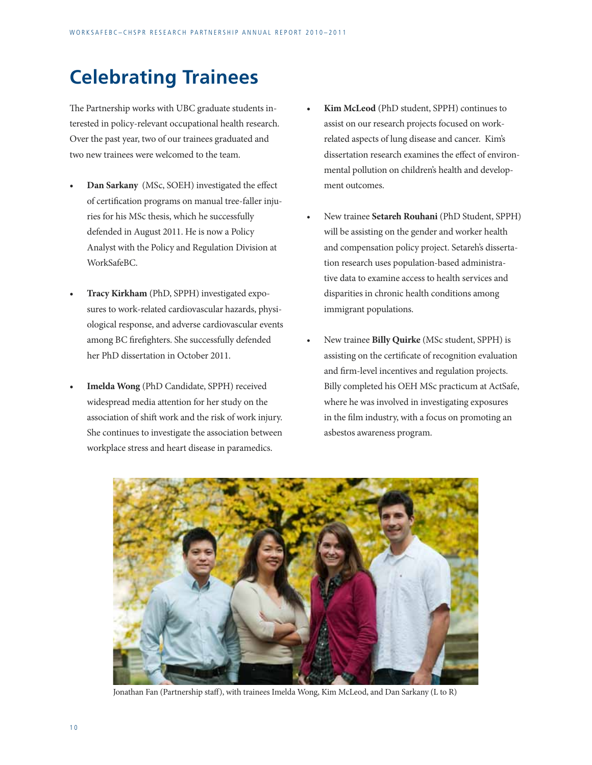# Celebrating Trainees

The Partnership works with UBC graduate students interested in policy-relevant occupational health research. Over the past year, two of our trainees graduated and two new trainees were welcomed to the team.

- **Dan Sarkany** (MSc, SOEH) investigated the effect of certification programs on manual tree-faller injuries for his MSc thesis, which he successfully defended in August 2011. He is now a Policy Analyst with the Policy and Regulation Division at WorkSafeBC.

- **Tracy Kirkham** (PhD, SPPH) investigated exposures to work-related cardiovascular hazards, physiological response, and adverse cardiovascular events among BC firefighters. She successfully defended her PhD dissertation in October 2011.

- **Imelda Wong** (PhD Candidate, SPPH) received widespread media attention for her study on the association of shift work and the risk of work injury. She continues to investigate the association between workplace stress and heart disease in paramedics.

- **Kim McLeod** (PhD student, SPPH) continues to assist on our research projects focused on work-related aspects of lung disease and cancer. Kim's dissertation research examines the effect of environmental pollution on children's health and development outcomes.

- New trainee **Setareh Rouhani** (PhD Student, SPPH) will be assisting on the gender and worker health and compensation policy project. Setareh's dissertation research uses population-based administrative data to examine access to health services and disparities in chronic health conditions among immigrant populations.

- New trainee **Billy Quirke** (MSc student, SPPH) is assisting on the certificate of recognition evaluation and firm-level incentives and regulation projects. Billy completed his OEH MSc practicum at ActSafe, where he was involved in investigating exposures in the film industry, with a focus on promoting an asbestos awareness program.

Jonathan Fan (Partnership staff), with trainees Imelda Wong, Kim McLeod, and Dan Sarkany (L to R)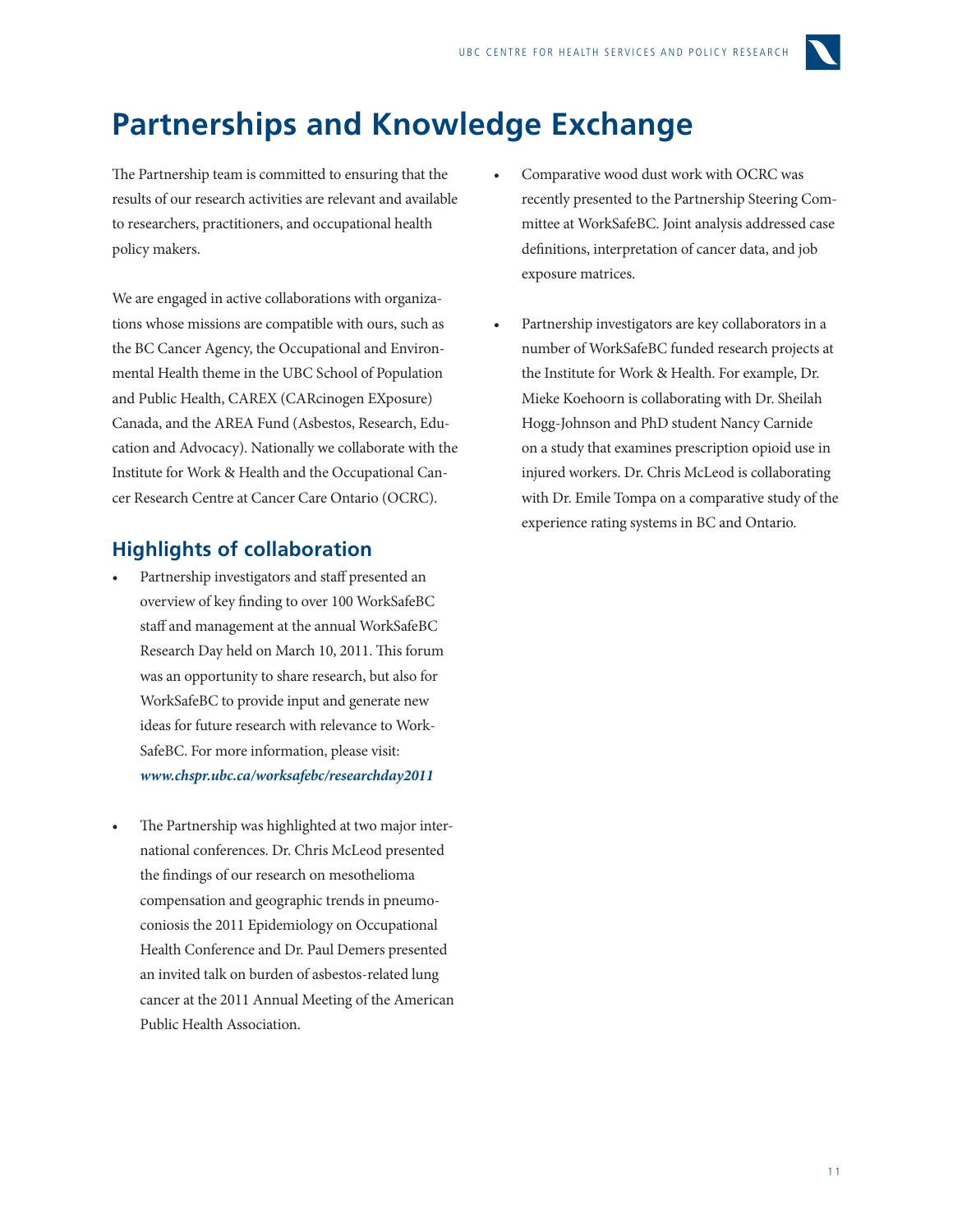# Partnerships and Knowledge Exchange

The Partnership team is committed to ensuring that the results of our research activities are relevant and available to researchers, practitioners, and occupational health policy makers.

We are engaged in active collaborations with organizations whose missions are compatible with ours, such as the BC Cancer Agency, the Occupational and Environmental Health theme in the UBC School of Population and Public Health, CAREX (CARcinogen EXposure) Canada, and the AREA Fund (Asbestos, Research, Education and Advocacy). Nationally we collaborate with the Institute for Work & Health and the Occupational Cancer Research Centre at Cancer Care Ontario (OCRC).

## Highlights of collaboration

- Partnership investigators and staff presented an overview of key finding to over 100 WorkSafeBC staff and management at the annual WorkSafeBC Research Day held on March 10, 2011. This forum was an opportunity to share research, but also for WorkSafeBC to provide input and generate new ideas for future research with relevance to WorkSafeBC. For more information, please visit: ***www.chspr.ubc.ca/worksafebc/researchday2011***

- The Partnership was highlighted at two major international conferences. Dr. Chris McLeod presented the findings of our research on mesothelioma compensation and geographic trends in pneumoconiosis the 2011 Epidemiology on Occupational Health Conference and Dr. Paul Demers presented an invited talk on burden of asbestos-related lung cancer at the 2011 Annual Meeting of the American Public Health Association.

- Comparative wood dust work with OCRC was recently presented to the Partnership Steering Committee at WorkSafeBC. Joint analysis addressed case definitions, interpretation of cancer data, and job exposure matrices.

- Partnership investigators are key collaborators in a number of WorkSafeBC funded research projects at the Institute for Work & Health. For example, Dr. Mieke Koehoorn is collaborating with Dr. Sheilah Hogg-Johnson and PhD student Nancy Carnide on a study that examines prescription opioid use in injured workers. Dr. Chris McLeod is collaborating with Dr. Emile Tompa on a comparative study of the experience rating systems in BC and Ontario.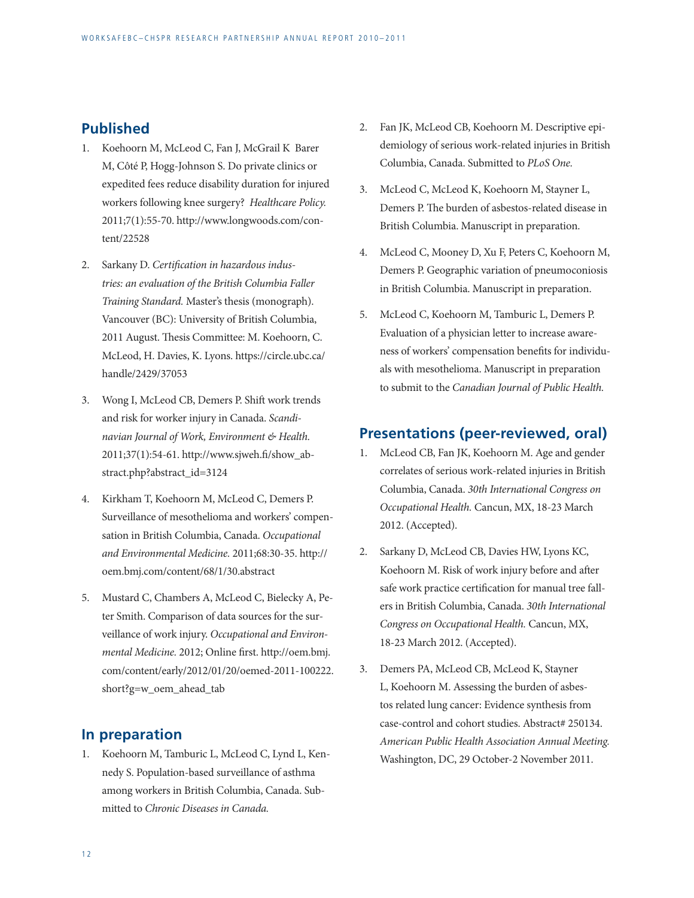## Published

1. Koehoorn M, McLeod C, Fan J, McGrail K Barer M, Côté P, Hogg-Johnson S. Do private clinics or expedited fees reduce disability duration for injured workers following knee surgery? *Healthcare Policy.* 2011;7(1):55-70. http://www.longwoods.com/content/22528

2. Sarkany D. *Certification in hazardous industries: an evaluation of the British Columbia Faller Training Standard.* Master's thesis (monograph). Vancouver (BC): University of British Columbia, 2011 August. Thesis Committee: M. Koehoorn, C. McLeod, H. Davies, K. Lyons. https://circle.ubc.ca/handle/2429/37053

3. Wong I, McLeod CB, Demers P. Shift work trends and risk for worker injury in Canada. *Scandinavian Journal of Work, Environment & Health.* 2011;37(1):54-61. http://www.sjweh.fi/show_abstract.php?abstract_id=3124

4. Kirkham T, Koehoorn M, McLeod C, Demers P. Surveillance of mesothelioma and workers' compensation in British Columbia, Canada. *Occupational and Environmental Medicine.* 2011;68:30-35. http://oem.bmj.com/content/68/1/30.abstract

5. Mustard C, Chambers A, McLeod C, Bielecky A, Peter Smith. Comparison of data sources for the surveillance of work injury. *Occupational and Environmental Medicine.* 2012; Online first. http://oem.bmj.com/content/early/2012/01/20/oemed-2011-100222.short?g=w_oem_ahead_tab

## In preparation

1. Koehoorn M, Tamburic L, McLeod C, Lynd L, Kennedy S. Population-based surveillance of asthma among workers in British Columbia, Canada. Submitted to *Chronic Diseases in Canada.*

2. Fan JK, McLeod CB, Koehoorn M. Descriptive epidemiology of serious work-related injuries in British Columbia, Canada. Submitted to *PLoS One.*

3. McLeod C, McLeod K, Koehoorn M, Stayner L, Demers P. The burden of asbestos-related disease in British Columbia. Manuscript in preparation.

4. McLeod C, Mooney D, Xu F, Peters C, Koehoorn M, Demers P. Geographic variation of pneumoconiosis in British Columbia. Manuscript in preparation.

5. McLeod C, Koehoorn M, Tamburic L, Demers P. Evaluation of a physician letter to increase awareness of workers' compensation benefits for individuals with mesothelioma. Manuscript in preparation to submit to the *Canadian Journal of Public Health.*

## Presentations (peer-reviewed, oral)

1. McLeod CB, Fan JK, Koehoorn M. Age and gender correlates of serious work-related injuries in British Columbia, Canada. *30th International Congress on Occupational Health.* Cancun, MX, 18-23 March 2012. (Accepted).

2. Sarkany D, McLeod CB, Davies HW, Lyons KC, Koehoorn M. Risk of work injury before and after safe work practice certification for manual tree fallers in British Columbia, Canada. *30th International Congress on Occupational Health.* Cancun, MX, 18-23 March 2012. (Accepted).

3. Demers PA, McLeod CB, McLeod K, Stayner L, Koehoorn M. Assessing the burden of asbestos related lung cancer: Evidence synthesis from case-control and cohort studies. Abstract# 250134. *American Public Health Association Annual Meeting.* Washington, DC, 29 October-2 November 2011.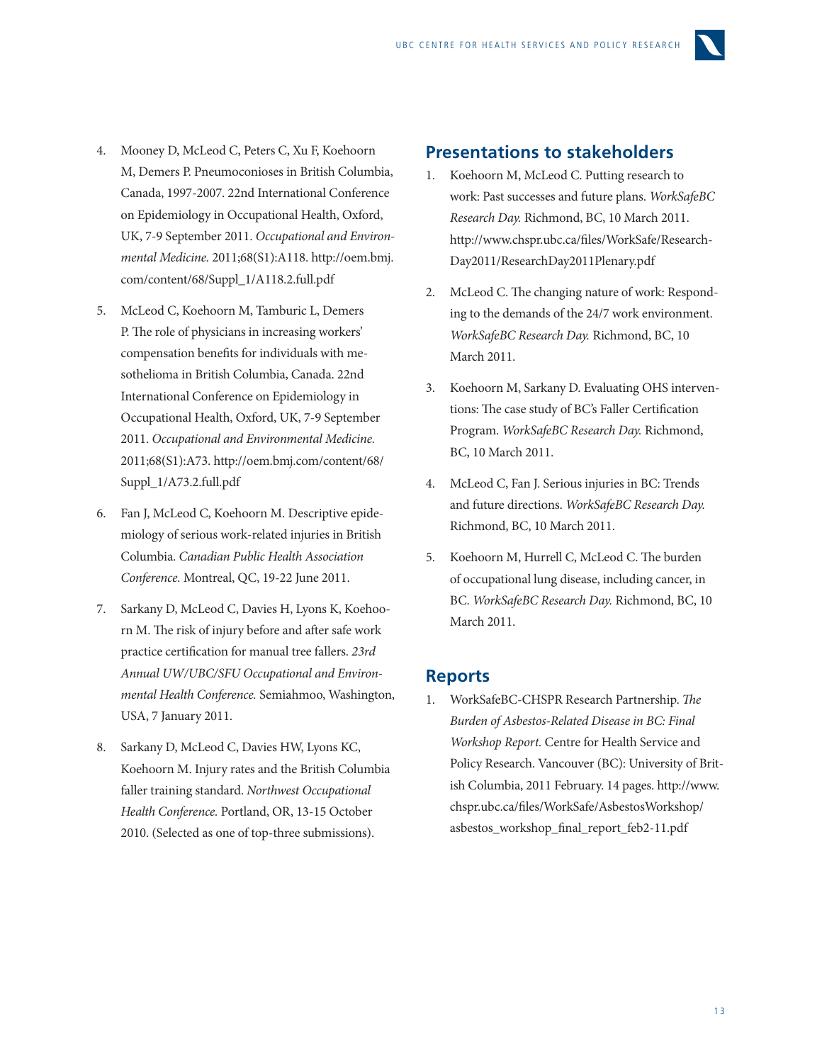4. Mooney D, McLeod C, Peters C, Xu F, Koehoorn M, Demers P. Pneumoconioses in British Columbia, Canada, 1997-2007. 22nd International Conference on Epidemiology in Occupational Health, Oxford, UK, 7-9 September 2011. *Occupational and Environmental Medicine.* 2011;68(S1):A118. http://oem.bmj.com/content/68/Suppl_1/A118.2.full.pdf

5. McLeod C, Koehoorn M, Tamburic L, Demers P. The role of physicians in increasing workers' compensation benefits for individuals with mesothelioma in British Columbia, Canada. 22nd International Conference on Epidemiology in Occupational Health, Oxford, UK, 7-9 September 2011. *Occupational and Environmental Medicine.* 2011;68(S1):A73. http://oem.bmj.com/content/68/Suppl_1/A73.2.full.pdf

6. Fan J, McLeod C, Koehoorn M. Descriptive epidemiology of serious work-related injuries in British Columbia. *Canadian Public Health Association Conference.* Montreal, QC, 19-22 June 2011.

7. Sarkany D, McLeod C, Davies H, Lyons K, Koehoorn M. The risk of injury before and after safe work practice certification for manual tree fallers. *23rd Annual UW/UBC/SFU Occupational and Environmental Health Conference.* Semiahmoo, Washington, USA, 7 January 2011.

8. Sarkany D, McLeod C, Davies HW, Lyons KC, Koehoorn M. Injury rates and the British Columbia faller training standard. *Northwest Occupational Health Conference.* Portland, OR, 13-15 October 2010. (Selected as one of top-three submissions).

## Presentations to stakeholders

1. Koehoorn M, McLeod C. Putting research to work: Past successes and future plans. *WorkSafeBC Research Day.* Richmond, BC, 10 March 2011. http://www.chspr.ubc.ca/files/WorkSafe/ResearchDay2011/ResearchDay2011Plenary.pdf

2. McLeod C. The changing nature of work: Responding to the demands of the 24/7 work environment. *WorkSafeBC Research Day.* Richmond, BC, 10 March 2011.

3. Koehoorn M, Sarkany D. Evaluating OHS interventions: The case study of BC's Faller Certification Program. *WorkSafeBC Research Day.* Richmond, BC, 10 March 2011.

4. McLeod C, Fan J. Serious injuries in BC: Trends and future directions. *WorkSafeBC Research Day.* Richmond, BC, 10 March 2011.

5. Koehoorn M, Hurrell C, McLeod C. The burden of occupational lung disease, including cancer, in BC. *WorkSafeBC Research Day.* Richmond, BC, 10 March 2011.

## Reports

1. WorkSafeBC-CHSPR Research Partnership. *The Burden of Asbestos-Related Disease in BC: Final Workshop Report.* Centre for Health Service and Policy Research. Vancouver (BC): University of British Columbia, 2011 February. 14 pages. http://www.chspr.ubc.ca/files/WorkSafe/AsbestosWorkshop/asbestos_workshop_final_report_feb2-11.pdf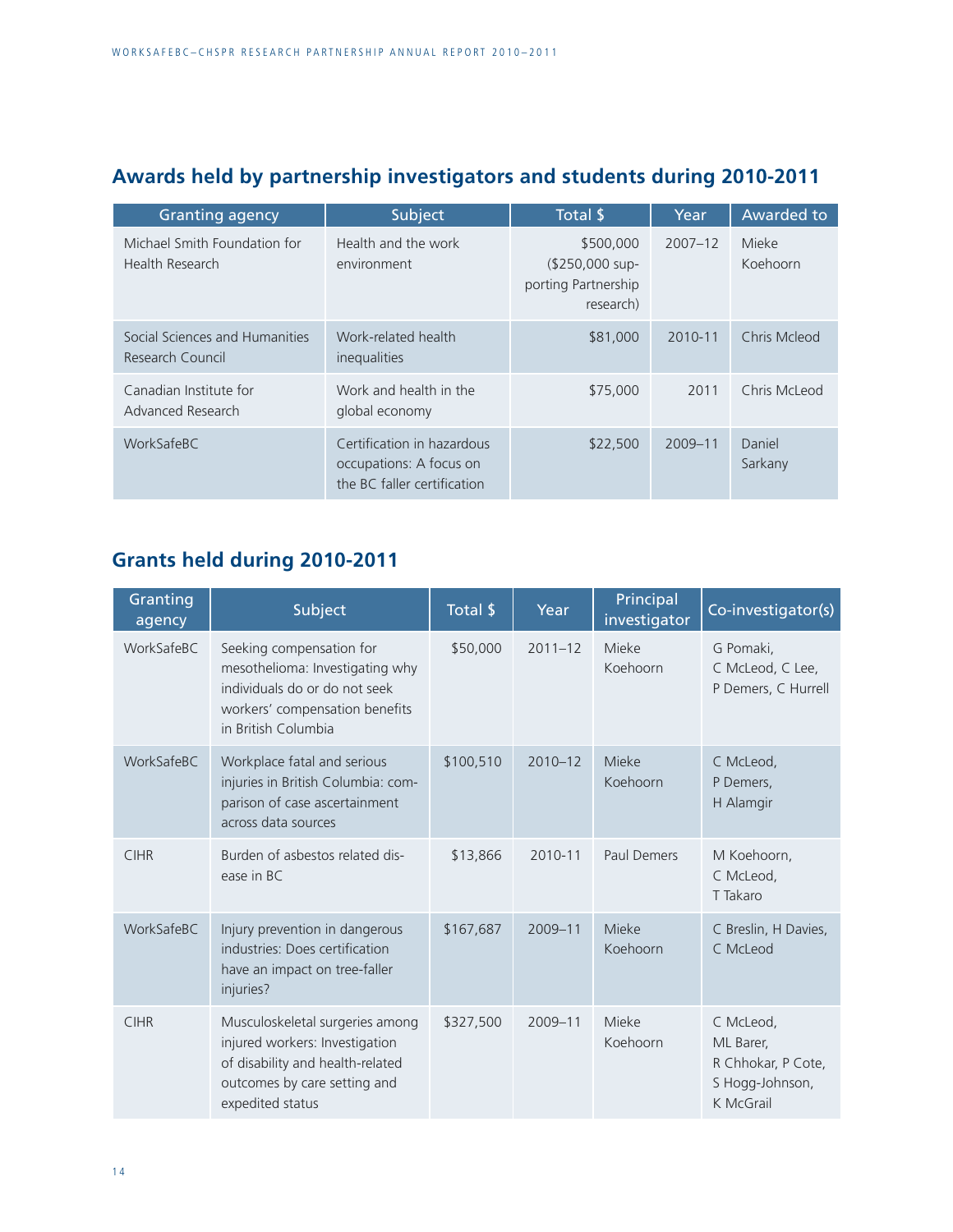## Awards held by partnership investigators and students during 2010-2011

| Granting agency | Subject | Total $ | Year | Awarded to |
|---|---|---|---|---|
| Michael Smith Foundation for Health Research | Health and the work environment | $500,000 ($250,000 supporting Partnership research) | 2007–12 | Mieke Koehoorn |
| Social Sciences and Humanities Research Council | Work-related health inequalities | $81,000 | 2010-11 | Chris Mcleod |
| Canadian Institute for Advanced Research | Work and health in the global economy | $75,000 | 2011 | Chris McLeod |
| WorkSafeBC | Certification in hazardous occupations: A focus on the BC faller certification | $22,500 | 2009–11 | Daniel Sarkany |

## Grants held during 2010-2011

| Granting agency | Subject | Total $ | Year | Principal investigator | Co-investigator(s) |
|---|---|---|---|---|---|
| WorkSafeBC | Seeking compensation for mesothelioma: Investigating why individuals do or do not seek workers' compensation benefits in British Columbia | $50,000 | 2011–12 | Mieke Koehoorn | G Pomaki, C McLeod, C Lee, P Demers, C Hurrell |
| WorkSafeBC | Workplace fatal and serious injuries in British Columbia: comparison of case ascertainment across data sources | $100,510 | 2010–12 | Mieke Koehoorn | C McLeod, P Demers, H Alamgir |
| CIHR | Burden of asbestos related disease in BC | $13,866 | 2010-11 | Paul Demers | M Koehoorn, C McLeod, T Takaro |
| WorkSafeBC | Injury prevention in dangerous industries: Does certification have an impact on tree-faller injuries? | $167,687 | 2009–11 | Mieke Koehoorn | C Breslin, H Davies, C McLeod |
| CIHR | Musculoskeletal surgeries among injured workers: Investigation of disability and health-related outcomes by care setting and expedited status | $327,500 | 2009–11 | Mieke Koehoorn | C McLeod, ML Barer, R Chhokar, P Cote, S Hogg-Johnson, K McGrail |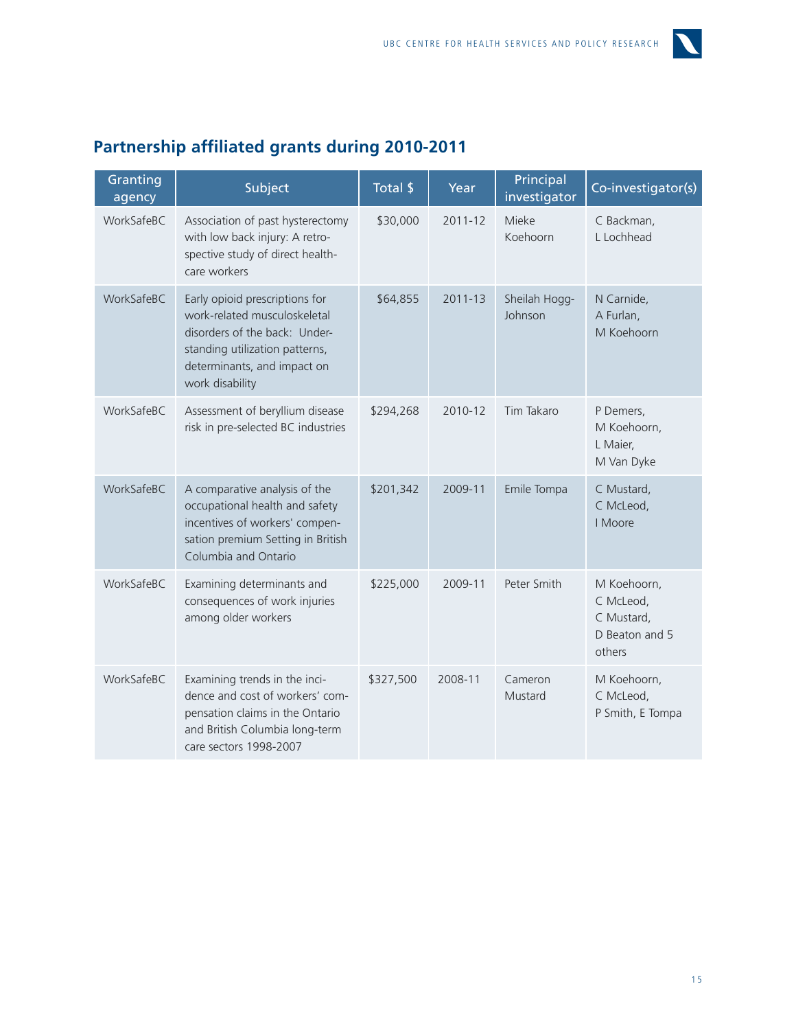## Partnership affiliated grants during 2010-2011

| Granting agency | Subject | Total $ | Year | Principal investigator | Co-investigator(s) |
|---|---|---|---|---|---|
| WorkSafeBC | Association of past hysterectomy with low back injury: A retrospective study of direct healthcare workers | $30,000 | 2011-12 | Mieke Koehoorn | C Backman, L Lochhead |
| WorkSafeBC | Early opioid prescriptions for work-related musculoskeletal disorders of the back: Understanding utilization patterns, determinants, and impact on work disability | $64,855 | 2011-13 | Sheilah Hogg-Johnson | N Carnide, A Furlan, M Koehoorn |
| WorkSafeBC | Assessment of beryllium disease risk in pre-selected BC industries | $294,268 | 2010-12 | Tim Takaro | P Demers, M Koehoorn, L Maier, M Van Dyke |
| WorkSafeBC | A comparative analysis of the occupational health and safety incentives of workers' compensation premium Setting in British Columbia and Ontario | $201,342 | 2009-11 | Emile Tompa | C Mustard, C McLeod, I Moore |
| WorkSafeBC | Examining determinants and consequences of work injuries among older workers | $225,000 | 2009-11 | Peter Smith | M Koehoorn, C McLeod, C Mustard, D Beaton and 5 others |
| WorkSafeBC | Examining trends in the incidence and cost of workers' compensation claims in the Ontario and British Columbia long-term care sectors 1998-2007 | $327,500 | 2008-11 | Cameron Mustard | M Koehoorn, C McLeod, P Smith, E Tompa |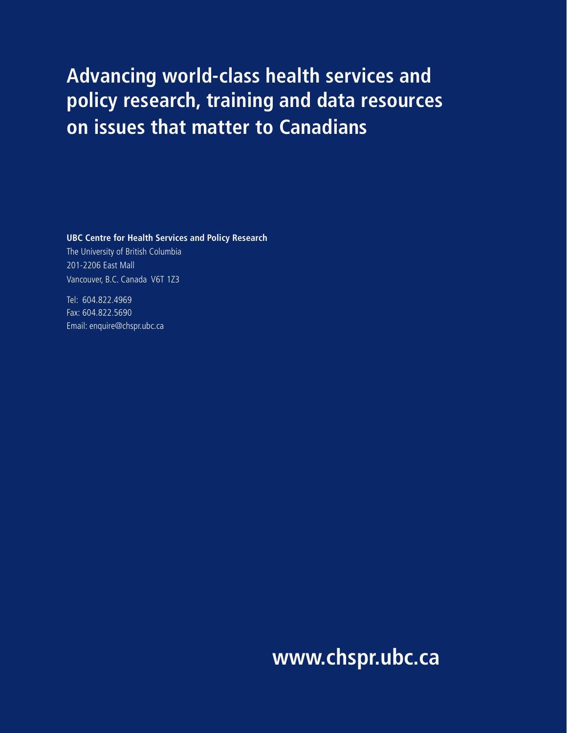# Advancing world-class health services and policy research, training and data resources on issues that matter to Canadians

**UBC Centre for Health Services and Policy Research**
The University of British Columbia
201-2206 East Mall
Vancouver, B.C. Canada V6T 1Z3

Tel: 604.822.4969
Fax: 604.822.5690
Email: enquire@chspr.ubc.ca

**www.chspr.ubc.ca**